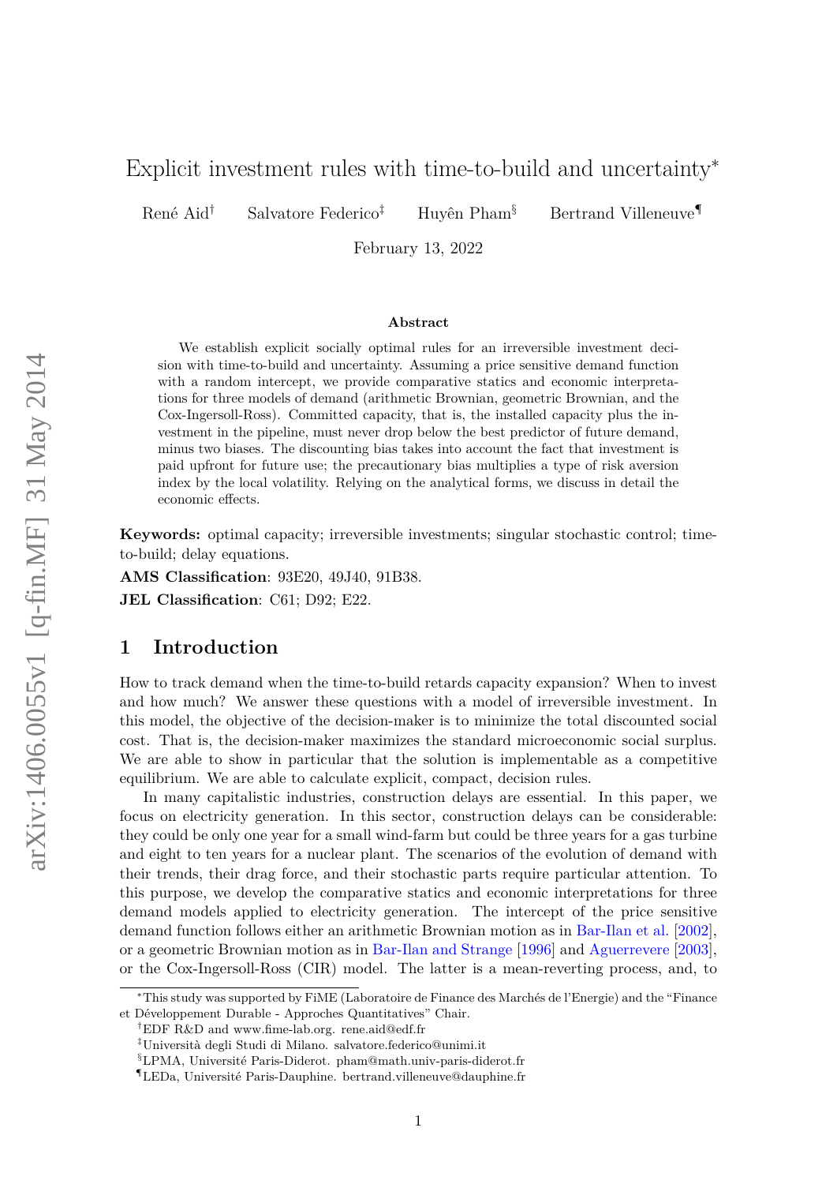# Explicit investment rules with time-to-build and uncertainty*

René Aid[†] Salvatore Federico[‡] Huyên Pham[§] Bertrand Villeneuve[¶]

February 13, 2022

**Abstract**

We establish explicit socially optimal rules for an irreversible investment decision with time-to-build and uncertainty. Assuming a price sensitive demand function with a random intercept, we provide comparative statics and economic interpretations for three models of demand (arithmetic Brownian, geometric Brownian, and the Cox-Ingersoll-Ross). Committed capacity, that is, the installed capacity plus the investment in the pipeline, must never drop below the best predictor of future demand, minus two biases. The discounting bias takes into account the fact that investment is paid upfront for future use; the precautionary bias multiplies a type of risk aversion index by the local volatility. Relying on the analytical forms, we discuss in detail the economic effects.

**Keywords:** optimal capacity; irreversible investments; singular stochastic control; time-to-build; delay equations.

**AMS Classification**: 93E20, 49J40, 91B38.

**JEL Classification**: C61; D92; E22.

## 1 Introduction

How to track demand when the time-to-build retards capacity expansion? When to invest and how much? We answer these questions with a model of irreversible investment. In this model, the objective of the decision-maker is to minimize the total discounted social cost. That is, the decision-maker maximizes the standard microeconomic social surplus. We are able to show in particular that the solution is implementable as a competitive equilibrium. We are able to calculate explicit, compact, decision rules.

In many capitalistic industries, construction delays are essential. In this paper, we focus on electricity generation. In this sector, construction delays can be considerable: they could be only one year for a small wind-farm but could be three years for a gas turbine and eight to ten years for a nuclear plant. The scenarios of the evolution of demand with their trends, their drag force, and their stochastic parts require particular attention. To this purpose, we develop the comparative statics and economic interpretations for three demand models applied to electricity generation. The intercept of the price sensitive demand function follows either an arithmetic Brownian motion as in Bar-Ilan et al. [2002], or a geometric Brownian motion as in Bar-Ilan and Strange [1996] and Aguerrevere [2003], or the Cox-Ingersoll-Ross (CIR) model. The latter is a mean-reverting process, and, to

---

*This study was supported by FiME (Laboratoire de Finance des Marchés de l'Energie) and the "Finance et Développement Durable - Approches Quantitatives" Chair.

[†]EDF R&D and www.fime-lab.org. rene.aid@edf.fr

[‡]Università degli Studi di Milano. salvatore.federico@unimi.it

[§]LPMA, Université Paris-Diderot. pham@math.univ-paris-diderot.fr

[¶]LEDa, Université Paris-Dauphine. bertrand.villeneuve@dauphine.fr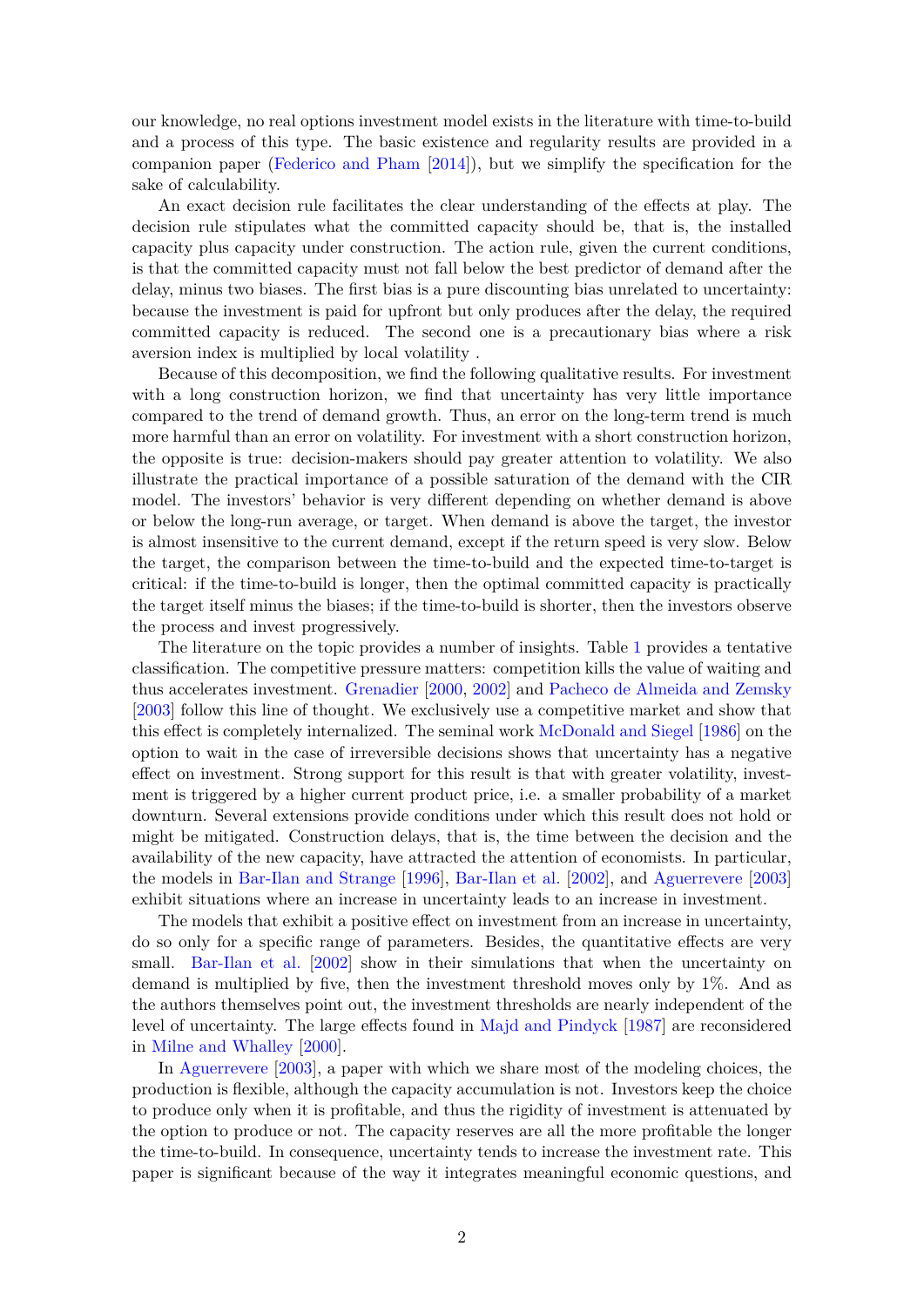our knowledge, no real options investment model exists in the literature with time-to-build and a process of this type. The basic existence and regularity results are provided in a companion paper (Federico and Pham [2014]), but we simplify the specification for the sake of calculability.

An exact decision rule facilitates the clear understanding of the effects at play. The decision rule stipulates what the committed capacity should be, that is, the installed capacity plus capacity under construction. The action rule, given the current conditions, is that the committed capacity must not fall below the best predictor of demand after the delay, minus two biases. The first bias is a pure discounting bias unrelated to uncertainty: because the investment is paid for upfront but only produces after the delay, the required committed capacity is reduced. The second one is a precautionary bias where a risk aversion index is multiplied by local volatility .

Because of this decomposition, we find the following qualitative results. For investment with a long construction horizon, we find that uncertainty has very little importance compared to the trend of demand growth. Thus, an error on the long-term trend is much more harmful than an error on volatility. For investment with a short construction horizon, the opposite is true: decision-makers should pay greater attention to volatility. We also illustrate the practical importance of a possible saturation of the demand with the CIR model. The investors' behavior is very different depending on whether demand is above or below the long-run average, or target. When demand is above the target, the investor is almost insensitive to the current demand, except if the return speed is very slow. Below the target, the comparison between the time-to-build and the expected time-to-target is critical: if the time-to-build is longer, then the optimal committed capacity is practically the target itself minus the biases; if the time-to-build is shorter, then the investors observe the process and invest progressively.

The literature on the topic provides a number of insights. Table 1 provides a tentative classification. The competitive pressure matters: competition kills the value of waiting and thus accelerates investment. Grenadier [2000, 2002] and Pacheco de Almeida and Zemsky [2003] follow this line of thought. We exclusively use a competitive market and show that this effect is completely internalized. The seminal work McDonald and Siegel [1986] on the option to wait in the case of irreversible decisions shows that uncertainty has a negative effect on investment. Strong support for this result is that with greater volatility, investment is triggered by a higher current product price, i.e. a smaller probability of a market downturn. Several extensions provide conditions under which this result does not hold or might be mitigated. Construction delays, that is, the time between the decision and the availability of the new capacity, have attracted the attention of economists. In particular, the models in Bar-Ilan and Strange [1996], Bar-Ilan et al. [2002], and Aguerrevere [2003] exhibit situations where an increase in uncertainty leads to an increase in investment.

The models that exhibit a positive effect on investment from an increase in uncertainty, do so only for a specific range of parameters. Besides, the quantitative effects are very small. Bar-Ilan et al. [2002] show in their simulations that when the uncertainty on demand is multiplied by five, then the investment threshold moves only by 1%. And as the authors themselves point out, the investment thresholds are nearly independent of the level of uncertainty. The large effects found in Majd and Pindyck [1987] are reconsidered in Milne and Whalley [2000].

In Aguerrevere [2003], a paper with which we share most of the modeling choices, the production is flexible, although the capacity accumulation is not. Investors keep the choice to produce only when it is profitable, and thus the rigidity of investment is attenuated by the option to produce or not. The capacity reserves are all the more profitable the longer the time-to-build. In consequence, uncertainty tends to increase the investment rate. This paper is significant because of the way it integrates meaningful economic questions, and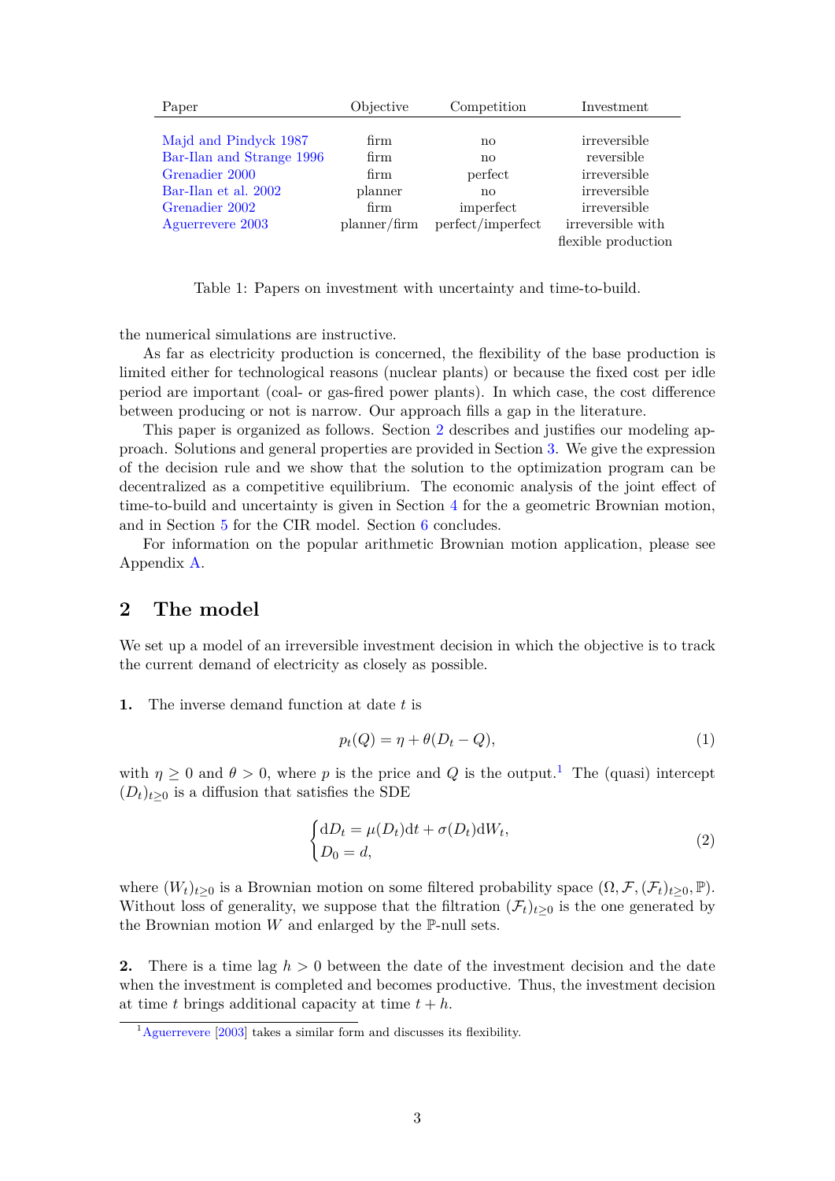| Paper | Objective | Competition | Investment |
|---|---|---|---|
| Majd and Pindyck 1987 | firm | no | irreversible |
| Bar-Ilan and Strange 1996 | firm | no | reversible |
| Grenadier 2000 | firm | perfect | irreversible |
| Bar-Ilan et al. 2002 | planner | no | irreversible |
| Grenadier 2002 | firm | imperfect | irreversible |
| Aguerrevere 2003 | planner/firm | perfect/imperfect | irreversible with flexible production |

Table 1: Papers on investment with uncertainty and time-to-build.

the numerical simulations are instructive.

As far as electricity production is concerned, the flexibility of the base production is limited either for technological reasons (nuclear plants) or because the fixed cost per idle period are important (coal- or gas-fired power plants). In which case, the cost difference between producing or not is narrow. Our approach fills a gap in the literature.

This paper is organized as follows. Section 2 describes and justifies our modeling approach. Solutions and general properties are provided in Section 3. We give the expression of the decision rule and we show that the solution to the optimization program can be decentralized as a competitive equilibrium. The economic analysis of the joint effect of time-to-build and uncertainty is given in Section 4 for the a geometric Brownian motion, and in Section 5 for the CIR model. Section 6 concludes.

For information on the popular arithmetic Brownian motion application, please see Appendix A.

## 2 The model

We set up a model of an irreversible investment decision in which the objective is to track the current demand of electricity as closely as possible.

**1.** The inverse demand function at date $t$ is

$$p_t(Q) = \eta + \theta(D_t - Q), \tag{1}$$

with $\eta \geq 0$ and $\theta > 0$, where $p$ is the price and $Q$ is the output.[1] The (quasi) intercept $(D_t)_{t\geq 0}$ is a diffusion that satisfies the SDE

$$\begin{cases} \mathrm{d}D_t = \mu(D_t)\mathrm{d}t + \sigma(D_t)\mathrm{d}W_t, \\ D_0 = d, \end{cases} \tag{2}$$

where $(W_t)_{t\geq 0}$ is a Brownian motion on some filtered probability space $(\Omega, \mathcal{F}, (\mathcal{F}_t)_{t\geq 0}, \mathbb{P})$. Without loss of generality, we suppose that the filtration $(\mathcal{F}_t)_{t\geq 0}$ is the one generated by the Brownian motion $W$ and enlarged by the $\mathbb{P}$-null sets.

**2.** There is a time lag $h > 0$ between the date of the investment decision and the date when the investment is completed and becomes productive. Thus, the investment decision at time $t$ brings additional capacity at time $t + h$.

[1] Aguerrevere [2003] takes a similar form and discusses its flexibility.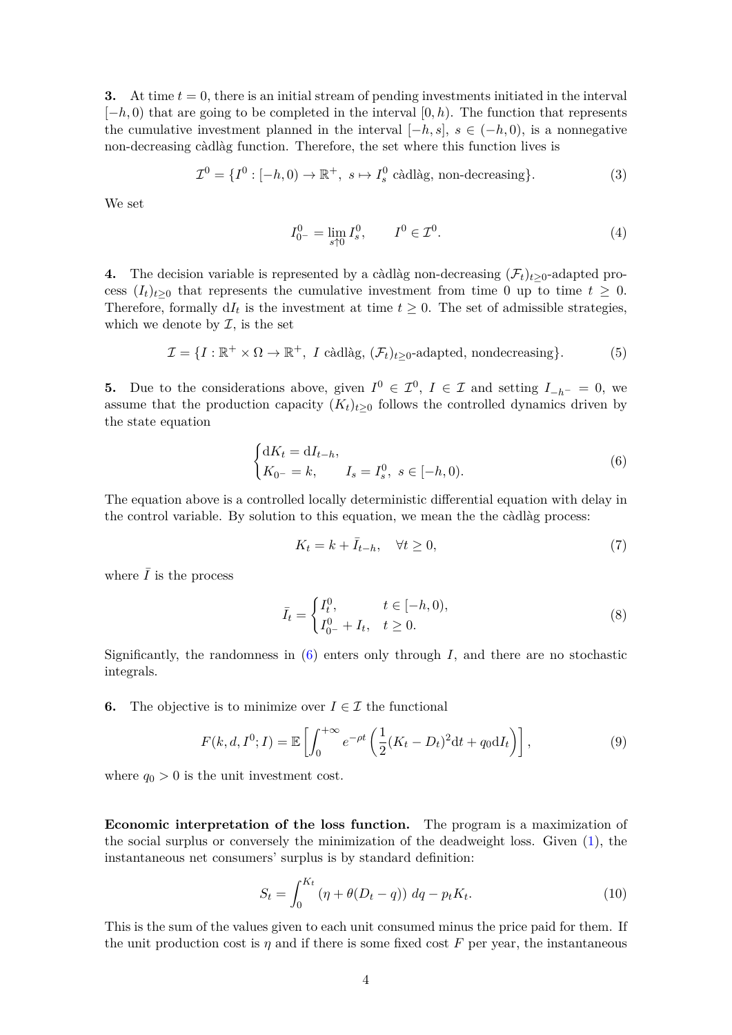**3.** At time $t = 0$, there is an initial stream of pending investments initiated in the interval $[-h, 0)$ that are going to be completed in the interval $[0, h)$. The function that represents the cumulative investment planned in the interval $[-h, s]$, $s \in (-h, 0)$, is a nonnegative non-decreasing càdlàg function. Therefore, the set where this function lives is

$$\mathcal{I}^0 = \{I^0 : [-h, 0) \to \mathbb{R}^+,\ s \mapsto I^0_s \text{ càdlàg, non-decreasing}\}. \tag{3}$$

We set

$$I^0_{0^-} = \lim_{s \uparrow 0} I^0_s, \qquad I^0 \in \mathcal{I}^0. \tag{4}$$

**4.** The decision variable is represented by a càdlàg non-decreasing $(\mathcal{F}_t)_{t\geq 0}$-adapted process $(I_t)_{t\geq 0}$ that represents the cumulative investment from time 0 up to time $t \geq 0$. Therefore, formally $\mathrm{d}I_t$ is the investment at time $t \geq 0$. The set of admissible strategies, which we denote by $\mathcal{I}$, is the set

$$\mathcal{I} = \{I : \mathbb{R}^+ \times \Omega \to \mathbb{R}^+,\ I \text{ càdlàg, } (\mathcal{F}_t)_{t\geq 0}\text{-adapted, nondecreasing}\}. \tag{5}$$

**5.** Due to the considerations above, given $I^0 \in \mathcal{I}^0$, $I \in \mathcal{I}$ and setting $I_{-h^-} = 0$, we assume that the production capacity $(K_t)_{t\geq 0}$ follows the controlled dynamics driven by the state equation

$$\begin{cases} \mathrm{d}K_t = \mathrm{d}I_{t-h}, \\ K_{0^-} = k, \qquad I_s = I^0_s,\ s \in [-h, 0). \end{cases} \tag{6}$$

The equation above is a controlled locally deterministic differential equation with delay in the control variable. By solution to this equation, we mean the the càdlàg process:

$$K_t = k + \bar{I}_{t-h}, \quad \forall t \geq 0, \tag{7}$$

where $\bar{I}$ is the process

$$\bar{I}_t = \begin{cases} I^0_t, & t \in [-h, 0), \\ I^0_{0^-} + I_t, & t \geq 0. \end{cases} \tag{8}$$

Significantly, the randomness in (6) enters only through $I$, and there are no stochastic integrals.

**6.** The objective is to minimize over $I \in \mathcal{I}$ the functional

$$F(k, d, I^0; I) = \mathbb{E}\left[\int_0^{+\infty} e^{-\rho t}\left(\frac{1}{2}(K_t - D_t)^2 \mathrm{d}t + q_0 \mathrm{d}I_t\right)\right], \tag{9}$$

where $q_0 > 0$ is the unit investment cost.

**Economic interpretation of the loss function.** The program is a maximization of the social surplus or conversely the minimization of the deadweight loss. Given (1), the instantaneous net consumers' surplus is by standard definition:

$$S_t = \int_0^{K_t} (\eta + \theta(D_t - q))\, dq - p_t K_t. \tag{10}$$

This is the sum of the values given to each unit consumed minus the price paid for them. If the unit production cost is $\eta$ and if there is some fixed cost $F$ per year, the instantaneous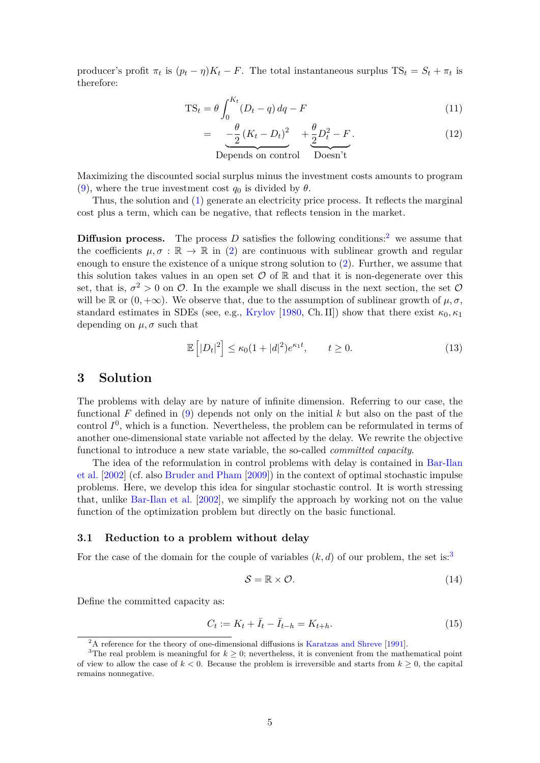producer's profit $\pi_t$ is $(p_t - \eta)K_t - F$. The total instantaneous surplus $\mathrm{TS}_t = S_t + \pi_t$ is therefore:

$$\mathrm{TS}_t = \theta \int_0^{K_t} (D_t - q)\, dq - F \tag{11}$$

$$= \underbrace{-\frac{\theta}{2}(K_t - D_t)^2}_{\text{Depends on control}} + \underbrace{\frac{\theta}{2} D_t^2 - F}_{\text{Doesn't}}. \tag{12}$$

Maximizing the discounted social surplus minus the investment costs amounts to program (9), where the true investment cost $q_0$ is divided by $\theta$.

Thus, the solution and (1) generate an electricity price process. It reflects the marginal cost plus a term, which can be negative, that reflects tension in the market.

**Diffusion process.** The process $D$ satisfies the following conditions:[2] we assume that the coefficients $\mu, \sigma : \mathbb{R} \to \mathbb{R}$ in (2) are continuous with sublinear growth and regular enough to ensure the existence of a unique strong solution to (2). Further, we assume that this solution takes values in an open set $\mathcal{O}$ of $\mathbb{R}$ and that it is non-degenerate over this set, that is, $\sigma^2 > 0$ on $\mathcal{O}$. In the example we shall discuss in the next section, the set $\mathcal{O}$ will be $\mathbb{R}$ or $(0, +\infty)$. We observe that, due to the assumption of sublinear growth of $\mu, \sigma$, standard estimates in SDEs (see, e.g., Krylov [1980, Ch. II]) show that there exist $\kappa_0, \kappa_1$ depending on $\mu, \sigma$ such that

$$\mathbb{E}\left[|D_t|^2\right] \leq \kappa_0 (1 + |d|^2) e^{\kappa_1 t}, \qquad t \geq 0. \tag{13}$$

## 3 Solution

The problems with delay are by nature of infinite dimension. Referring to our case, the functional $F$ defined in (9) depends not only on the initial $k$ but also on the past of the control $I^0$, which is a function. Nevertheless, the problem can be reformulated in terms of another one-dimensional state variable not affected by the delay. We rewrite the objective functional to introduce a new state variable, the so-called *committed capacity*.

The idea of the reformulation in control problems with delay is contained in Bar-Ilan et al. [2002] (cf. also Bruder and Pham [2009]) in the context of optimal stochastic impulse problems. Here, we develop this idea for singular stochastic control. It is worth stressing that, unlike Bar-Ilan et al. [2002], we simplify the approach by working not on the value function of the optimization problem but directly on the basic functional.

### 3.1 Reduction to a problem without delay

For the case of the domain for the couple of variables $(k, d)$ of our problem, the set is:[3]

$$\mathcal{S} = \mathbb{R} \times \mathcal{O}. \tag{14}$$

Define the committed capacity as:

$$C_t := K_t + \bar{I}_t - \bar{I}_{t-h} = K_{t+h}. \tag{15}$$

[2] A reference for the theory of one-dimensional diffusions is Karatzas and Shreve [1991].

[3] The real problem is meaningful for $k \geq 0$; nevertheless, it is convenient from the mathematical point of view to allow the case of $k < 0$. Because the problem is irreversible and starts from $k \geq 0$, the capital remains nonnegative.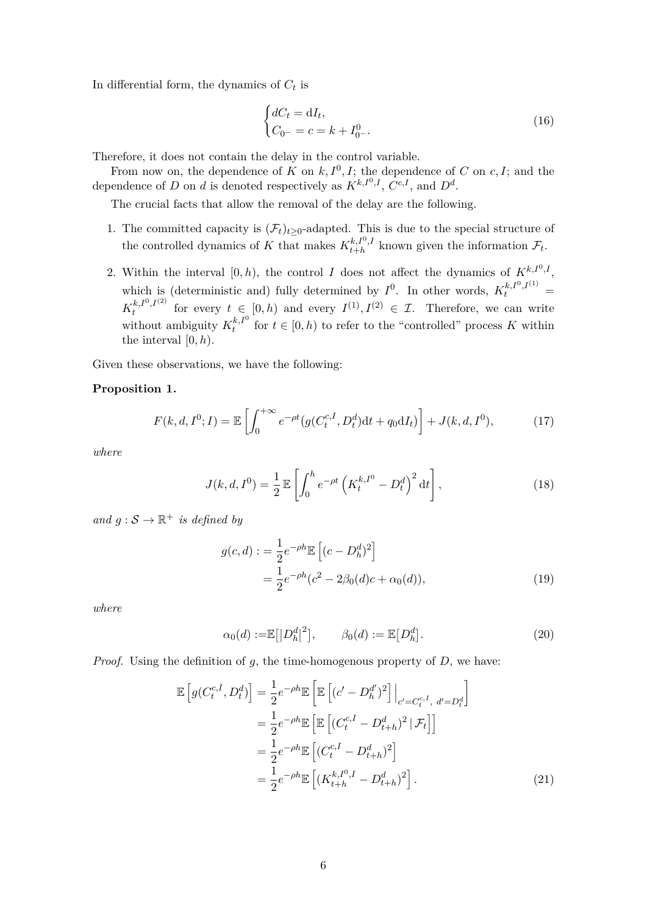In differential form, the dynamics of $C_t$ is

$$
\begin{cases} dC_t = \mathrm{d}I_t, \\ C_{0^-} = c = k + I^0_{0^-}. \end{cases} \tag{16}
$$

Therefore, it does not contain the delay in the control variable.

From now on, the dependence of $K$ on $k, I^0, I$; the dependence of $C$ on $c, I$; and the dependence of $D$ on $d$ is denoted respectively as $K^{k,I^0,I}$, $C^{c,I}$, and $D^d$.

The crucial facts that allow the removal of the delay are the following.

1. The committed capacity is $(\mathcal{F}_t)_{t\geq 0}$-adapted. This is due to the special structure of the controlled dynamics of $K$ that makes $K^{k,I^0,I}_{t+h}$ known given the information $\mathcal{F}_t$.
2. Within the interval $[0,h)$, the control $I$ does not affect the dynamics of $K^{k,I^0,I}$, which is (deterministic and) fully determined by $I^0$. In other words, $K^{k,I^0,I^{(1)}}_t = K^{k,I^0,I^{(2)}}_t$ for every $t \in [0,h)$ and every $I^{(1)}, I^{(2)} \in \mathcal{I}$. Therefore, we can write without ambiguity $K^{k,I^0}_t$ for $t \in [0,h)$ to refer to the "controlled" process $K$ within the interval $[0,h)$.

Given these observations, we have the following:

**Proposition 1.**

$$
F(k,d,I^0;I) = \mathbb{E}\left[\int_0^{+\infty} e^{-\rho t}\big(g(C^{c,I}_t, D^d_t)\mathrm{d}t + q_0 \mathrm{d}I_t\big)\right] + J(k,d,I^0), \tag{17}
$$

*where*

$$
J(k,d,I^0) = \frac{1}{2}\,\mathbb{E}\left[\int_0^h e^{-\rho t}\left(K^{k,I^0}_t - D^d_t\right)^2 \mathrm{d}t\right], \tag{18}
$$

*and $g : \mathcal{S} \to \mathbb{R}^+$ is defined by*

$$
\begin{aligned}
g(c,d) :&= \frac{1}{2}e^{-\rho h}\mathbb{E}\left[(c - D^d_h)^2\right] \\
&= \frac{1}{2}e^{-\rho h}(c^2 - 2\beta_0(d)c + \alpha_0(d)),
\end{aligned} \tag{19}
$$

*where*

$$
\alpha_0(d) := \mathbb{E}\big[|D^d_h|^2\big], \qquad \beta_0(d) := \mathbb{E}\big[D^d_h\big]. \tag{20}
$$

*Proof.* Using the definition of $g$, the time-homogenous property of $D$, we have:

$$
\begin{aligned}
\mathbb{E}\left[g(C^{c,I}_t, D^d_t)\right] &= \frac{1}{2}e^{-\rho h}\mathbb{E}\left[\mathbb{E}\left[(c' - D^{d'}_h)^2\right]\Big|_{c'=C^{c,I}_t,\ d'=D^d_t}\right] \\
&= \frac{1}{2}e^{-\rho h}\mathbb{E}\left[\mathbb{E}\left[(C^{c,I}_t - D^d_{t+h})^2 \,|\, \mathcal{F}_t\right]\right] \\
&= \frac{1}{2}e^{-\rho h}\mathbb{E}\left[(C^{c,I}_t - D^d_{t+h})^2\right] \\
&= \frac{1}{2}e^{-\rho h}\mathbb{E}\left[(K^{k,I^0,I}_{t+h} - D^d_{t+h})^2\right].
\end{aligned} \tag{21}
$$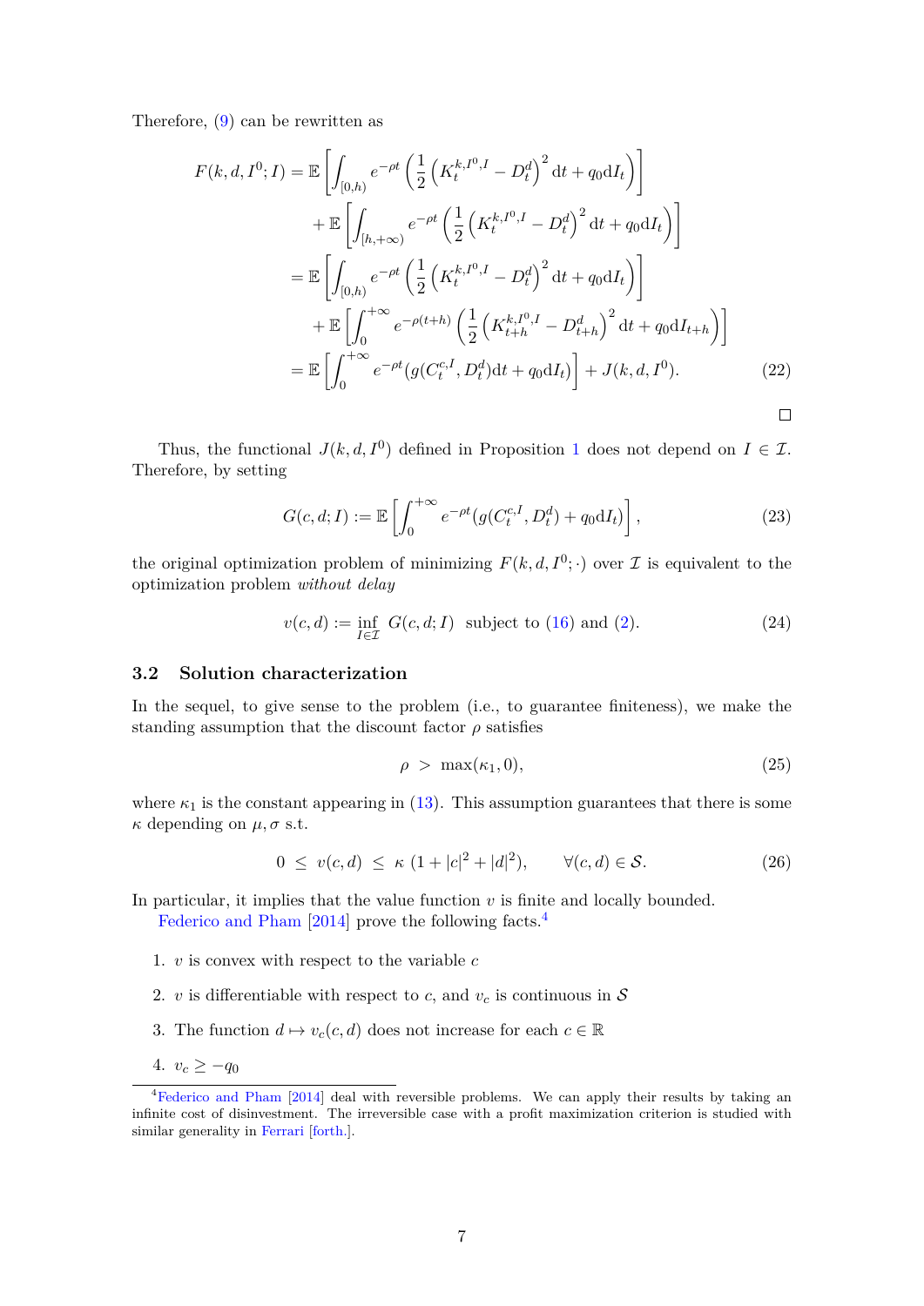Therefore, (9) can be rewritten as

$$
\begin{aligned}
F(k,d,I^0;I) &= \mathbb{E}\left[\int_{[0,h)} e^{-\rho t}\left(\frac{1}{2}\left(K_t^{k,I^0,I} - D_t^d\right)^2 \mathrm{d}t + q_0 \mathrm{d}I_t\right)\right] \\
&\quad + \mathbb{E}\left[\int_{[h,+\infty)} e^{-\rho t}\left(\frac{1}{2}\left(K_t^{k,I^0,I} - D_t^d\right)^2 \mathrm{d}t + q_0 \mathrm{d}I_t\right)\right] \\
&= \mathbb{E}\left[\int_{[0,h)} e^{-\rho t}\left(\frac{1}{2}\left(K_t^{k,I^0,I} - D_t^d\right)^2 \mathrm{d}t + q_0 \mathrm{d}I_t\right)\right] \\
&\quad + \mathbb{E}\left[\int_0^{+\infty} e^{-\rho (t+h)}\left(\frac{1}{2}\left(K_{t+h}^{k,I^0,I} - D_{t+h}^d\right)^2 \mathrm{d}t + q_0 \mathrm{d}I_{t+h}\right)\right] \\
&= \mathbb{E}\left[\int_0^{+\infty} e^{-\rho t}(g(C_t^{c,I}, D_t^d)\mathrm{d}t + q_0 \mathrm{d}I_t)\right] + J(k,d,I^0).
\end{aligned} \tag{22}
$$

□

Thus, the functional $J(k,d,I^0)$ defined in Proposition 1 does not depend on $I \in \mathcal{I}$. Therefore, by setting

$$
G(c,d;I) := \mathbb{E}\left[\int_0^{+\infty} e^{-\rho t}(g(C_t^{c,I}, D_t^d) + q_0 \mathrm{d}I_t)\right], \tag{23}
$$

the original optimization problem of minimizing $F(k,d,I^0;\cdot)$ over $\mathcal{I}$ is equivalent to the optimization problem *without delay*

$$
v(c,d) := \inf_{I \in \mathcal{I}} G(c,d;I) \;\; \text{subject to (16) and (2).} \tag{24}
$$

### 3.2 Solution characterization

In the sequel, to give sense to the problem (i.e., to guarantee finiteness), we make the standing assumption that the discount factor $\rho$ satisfies

$$
\rho \; > \; \max(\kappa_1, 0), \tag{25}
$$

where $\kappa_1$ is the constant appearing in (13). This assumption guarantees that there is some $\kappa$ depending on $\mu, \sigma$ s.t.

$$
0 \; \leq \; v(c,d) \; \leq \; \kappa \, (1 + |c|^2 + |d|^2), \qquad \forall (c,d) \in \mathcal{S}. \tag{26}
$$

In particular, it implies that the value function $v$ is finite and locally bounded.

Federico and Pham [2014] prove the following facts.[4]

1. $v$ is convex with respect to the variable $c$
2. $v$ is differentiable with respect to $c$, and $v_c$ is continuous in $\mathcal{S}$
3. The function $d \mapsto v_c(c,d)$ does not increase for each $c \in \mathbb{R}$
4. $v_c \geq -q_0$

[4] Federico and Pham [2014] deal with reversible problems. We can apply their results by taking an infinite cost of disinvestment. The irreversible case with a profit maximization criterion is studied with similar generality in Ferrari [forth.].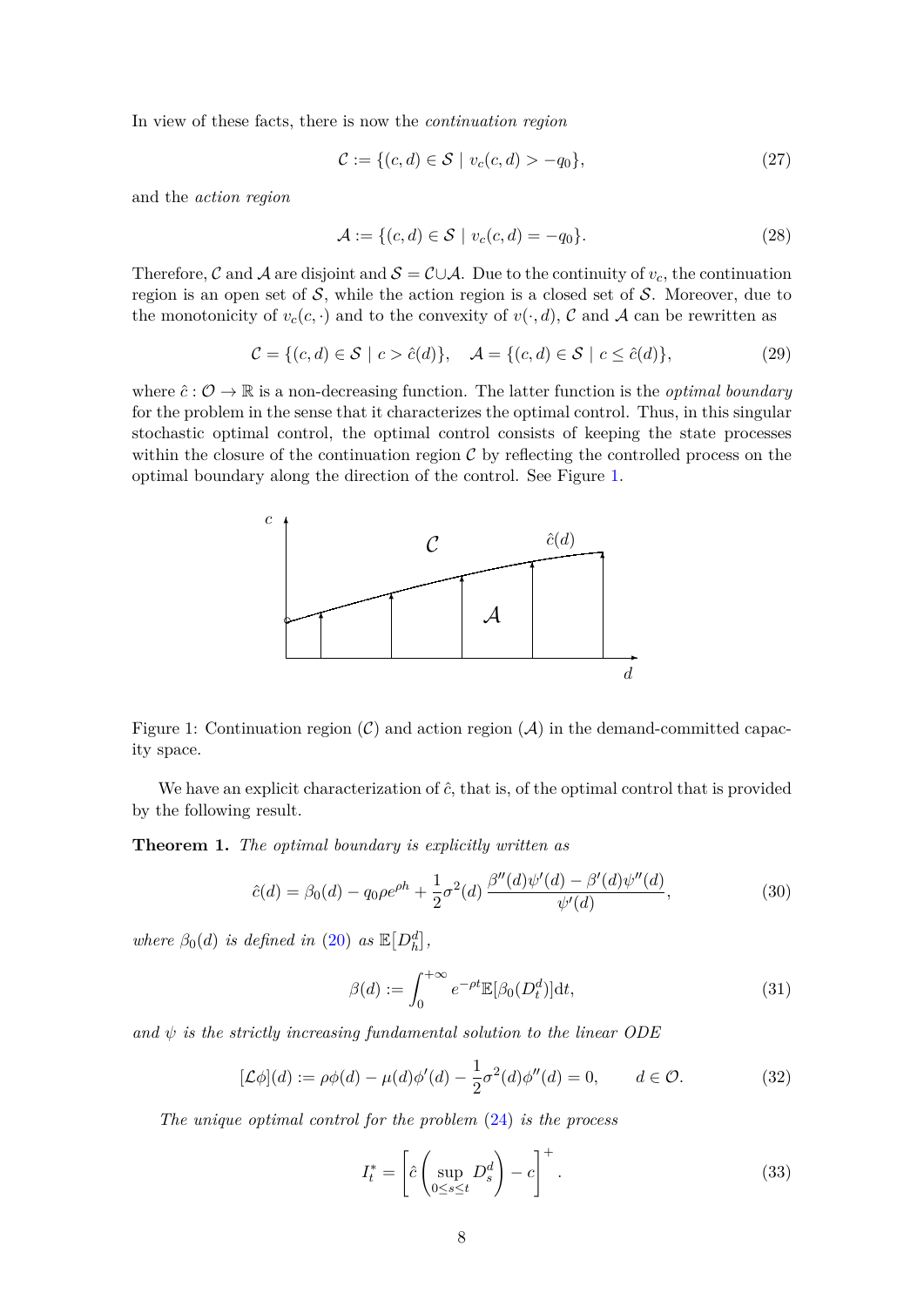In view of these facts, there is now the *continuation region*

$$\mathcal{C} := \{(c,d) \in \mathcal{S} \mid v_c(c,d) > -q_0\}, \tag{27}$$

and the *action region*

$$\mathcal{A} := \{(c,d) \in \mathcal{S} \mid v_c(c,d) = -q_0\}. \tag{28}$$

Therefore, $\mathcal{C}$ and $\mathcal{A}$ are disjoint and $\mathcal{S} = \mathcal{C} \cup \mathcal{A}$. Due to the continuity of $v_c$, the continuation region is an open set of $\mathcal{S}$, while the action region is a closed set of $\mathcal{S}$. Moreover, due to the monotonicity of $v_c(c,\cdot)$ and to the convexity of $v(\cdot,d)$, $\mathcal{C}$ and $\mathcal{A}$ can be rewritten as

$$\mathcal{C} = \{(c,d) \in \mathcal{S} \mid c > \hat{c}(d)\}, \quad \mathcal{A} = \{(c,d) \in \mathcal{S} \mid c \leq \hat{c}(d)\}, \tag{29}$$

where $\hat{c} : \mathcal{O} \to \mathbb{R}$ is a non-decreasing function. The latter function is the *optimal boundary* for the problem in the sense that it characterizes the optimal control. Thus, in this singular stochastic optimal control, the optimal control consists of keeping the state processes within the closure of the continuation region $\mathcal{C}$ by reflecting the controlled process on the optimal boundary along the direction of the control. See Figure 1.

$c$

$\mathcal{C}$

$\hat{c}(d)$

$\mathcal{A}$

$d$

Figure 1: Continuation region ($\mathcal{C}$) and action region ($\mathcal{A}$) in the demand-committed capacity space.

We have an explicit characterization of $\hat{c}$, that is, of the optimal control that is provided by the following result.

**Theorem 1.** *The optimal boundary is explicitly written as*

$$\hat{c}(d) = \beta_0(d) - q_0 \rho e^{\rho h} + \frac{1}{2}\sigma^2(d)\, \frac{\beta''(d)\psi'(d) - \beta'(d)\psi''(d)}{\psi'(d)}, \tag{30}$$

*where $\beta_0(d)$ is defined in (20) as $\mathbb{E}[D_h^d]$,*

$$\beta(d) := \int_0^{+\infty} e^{-\rho t}\mathbb{E}[\beta_0(D_t^d)]\mathrm{d}t, \tag{31}$$

*and $\psi$ is the strictly increasing fundamental solution to the linear ODE*

$$[\mathcal{L}\phi](d) := \rho\phi(d) - \mu(d)\phi'(d) - \frac{1}{2}\sigma^2(d)\phi''(d) = 0, \qquad d \in \mathcal{O}. \tag{32}$$

*The unique optimal control for the problem (24) is the process*

$$I_t^* = \left[\hat{c}\left(\sup_{0\leq s\leq t} D_s^d\right) - c\right]^+. \tag{33}$$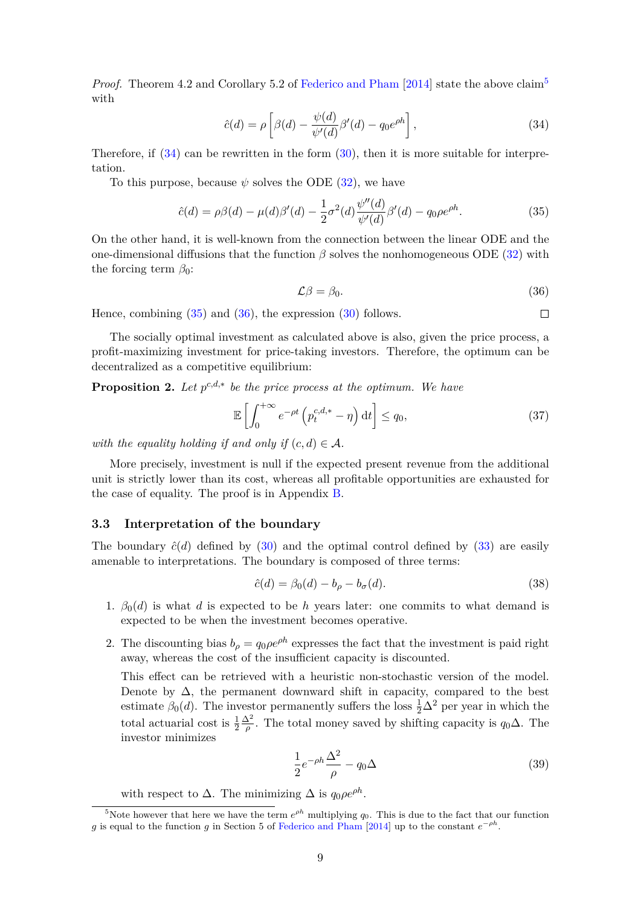*Proof.* Theorem 4.2 and Corollary 5.2 of Federico and Pham [2014] state the above claim[5] with

$$\hat{c}(d) = \rho \left[ \beta(d) - \frac{\psi(d)}{\psi'(d)} \beta'(d) - q_0 e^{\rho h} \right], \tag{34}$$

Therefore, if (34) can be rewritten in the form (30), then it is more suitable for interpretation.

To this purpose, because $\psi$ solves the ODE (32), we have

$$\hat{c}(d) = \rho\beta(d) - \mu(d)\beta'(d) - \frac{1}{2}\sigma^2(d) \frac{\psi''(d)}{\psi'(d)} \beta'(d) - q_0 \rho e^{\rho h}. \tag{35}$$

On the other hand, it is well-known from the connection between the linear ODE and the one-dimensional diffusions that the function $\beta$ solves the nonhomogeneous ODE (32) with the forcing term $\beta_0$:

$$\mathcal{L}\beta = \beta_0. \tag{36}$$

Hence, combining (35) and (36), the expression (30) follows. □

The socially optimal investment as calculated above is also, given the price process, a profit-maximizing investment for price-taking investors. Therefore, the optimum can be decentralized as a competitive equilibrium:

**Proposition 2.** *Let $p^{c,d,*}$ be the price process at the optimum. We have*

$$\mathbb{E} \left[ \int_0^{+\infty} e^{-\rho t} \left( p_t^{c,d,*} - \eta \right) \mathrm{d}t \right] \leq q_0, \tag{37}$$

*with the equality holding if and only if $(c, d) \in \mathcal{A}$.*

More precisely, investment is null if the expected present revenue from the additional unit is strictly lower than its cost, whereas all profitable opportunities are exhausted for the case of equality. The proof is in Appendix B.

### 3.3 Interpretation of the boundary

The boundary $\hat{c}(d)$ defined by (30) and the optimal control defined by (33) are easily amenable to interpretations. The boundary is composed of three terms:

$$\hat{c}(d) = \beta_0(d) - b_\rho - b_\sigma(d). \tag{38}$$

1. $\beta_0(d)$ is what $d$ is expected to be $h$ years later: one commits to what demand is expected to be when the investment becomes operative.
2. The discounting bias $b_\rho = q_0 \rho e^{\rho h}$ expresses the fact that the investment is paid right away, whereas the cost of the insufficient capacity is discounted.

   This effect can be retrieved with a heuristic non-stochastic version of the model. Denote by $\Delta$, the permanent downward shift in capacity, compared to the best estimate $\beta_0(d)$. The investor permanently suffers the loss $\frac{1}{2}\Delta^2$ per year in which the total actuarial cost is $\frac{1}{2}\frac{\Delta^2}{\rho}$. The total money saved by shifting capacity is $q_0\Delta$. The investor minimizes

   $$\frac{1}{2} e^{-\rho h} \frac{\Delta^2}{\rho} - q_0 \Delta \tag{39}$$

   with respect to $\Delta$. The minimizing $\Delta$ is $q_0 \rho e^{\rho h}$.

[5] Note however that here we have the term $e^{\rho h}$ multiplying $q_0$. This is due to the fact that our function $g$ is equal to the function $g$ in Section 5 of Federico and Pham [2014] up to the constant $e^{-\rho h}$.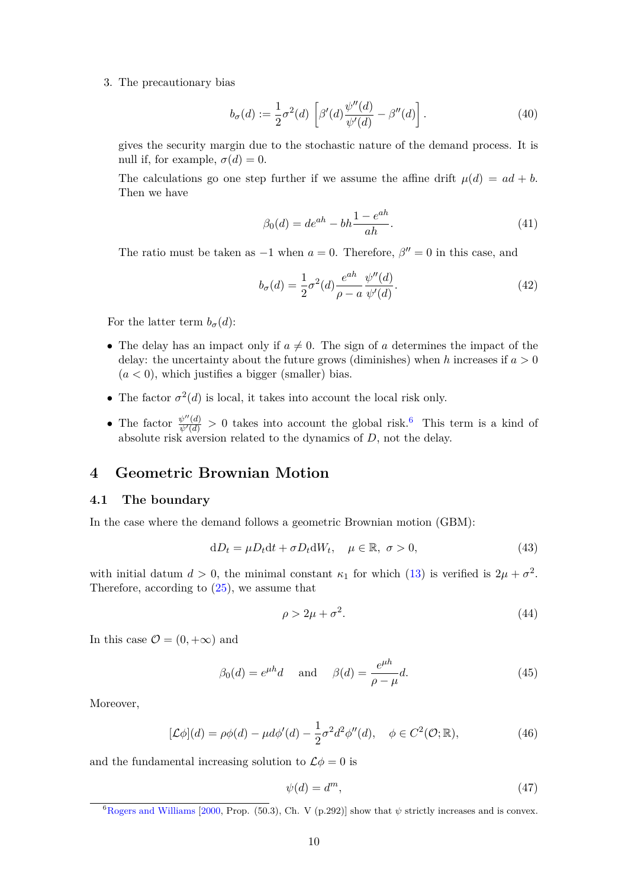3. The precautionary bias

$$b_\sigma(d) := \frac{1}{2}\sigma^2(d)\left[\beta'(d)\frac{\psi''(d)}{\psi'(d)} - \beta''(d)\right]. \tag{40}$$

gives the security margin due to the stochastic nature of the demand process. It is null if, for example, $\sigma(d) = 0$.

The calculations go one step further if we assume the affine drift $\mu(d) = ad + b$. Then we have

$$\beta_0(d) = de^{ah} - bh\frac{1 - e^{ah}}{ah}. \tag{41}$$

The ratio must be taken as $-1$ when $a = 0$. Therefore, $\beta'' = 0$ in this case, and

$$b_\sigma(d) = \frac{1}{2}\sigma^2(d)\frac{e^{ah}}{\rho - a}\frac{\psi''(d)}{\psi'(d)}. \tag{42}$$

For the latter term $b_\sigma(d)$:

- The delay has an impact only if $a \neq 0$. The sign of $a$ determines the impact of the delay: the uncertainty about the future grows (diminishes) when $h$ increases if $a > 0$ ($a < 0$), which justifies a bigger (smaller) bias.
- The factor $\sigma^2(d)$ is local, it takes into account the local risk only.
- The factor $\frac{\psi''(d)}{\psi'(d)} > 0$ takes into account the global risk.[6] This term is a kind of absolute risk aversion related to the dynamics of $D$, not the delay.

## 4 Geometric Brownian Motion

### 4.1 The boundary

In the case where the demand follows a geometric Brownian motion (GBM):

$$\mathrm{d}D_t = \mu D_t \mathrm{d}t + \sigma D_t \mathrm{d}W_t, \quad \mu \in \mathbb{R},\ \sigma > 0, \tag{43}$$

with initial datum $d > 0$, the minimal constant $\kappa_1$ for which (13) is verified is $2\mu + \sigma^2$. Therefore, according to (25), we assume that

$$\rho > 2\mu + \sigma^2. \tag{44}$$

In this case $\mathcal{O} = (0, +\infty)$ and

$$\beta_0(d) = e^{\mu h} d \quad \text{and} \quad \beta(d) = \frac{e^{\mu h}}{\rho - \mu} d. \tag{45}$$

Moreover,

$$[\mathcal{L}\phi](d) = \rho\phi(d) - \mu d\phi'(d) - \frac{1}{2}\sigma^2 d^2 \phi''(d), \quad \phi \in C^2(\mathcal{O}; \mathbb{R}), \tag{46}$$

and the fundamental increasing solution to $\mathcal{L}\phi = 0$ is

$$\psi(d) = d^m, \tag{47}$$

[6] Rogers and Williams [2000, Prop. (50.3), Ch. V (p.292)] show that $\psi$ strictly increases and is convex.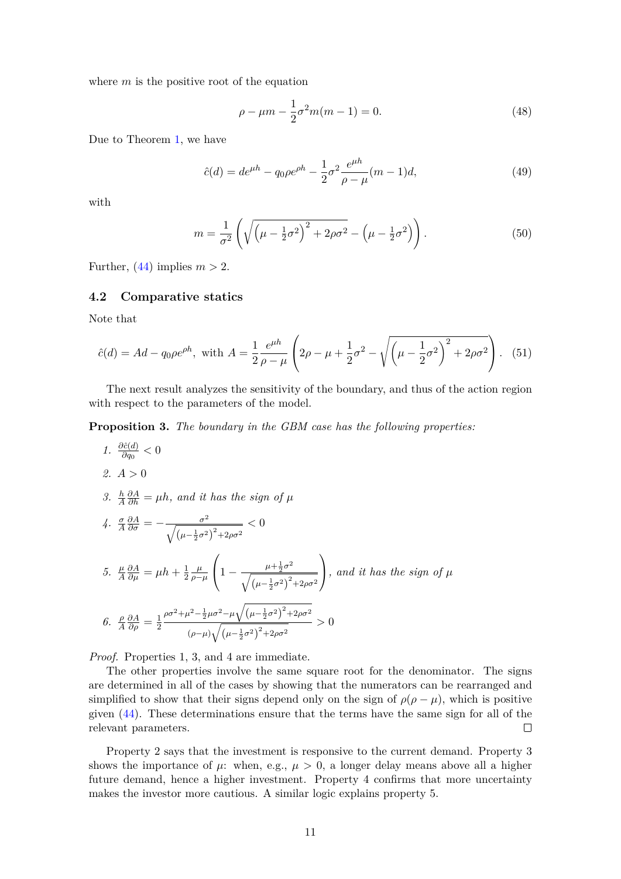where $m$ is the positive root of the equation

$$\rho - \mu m - \frac{1}{2}\sigma^2 m(m-1) = 0. \tag{48}$$

Due to Theorem 1, we have

$$\hat{c}(d) = de^{\mu h} - q_0 \rho e^{\rho h} - \frac{1}{2}\sigma^2 \frac{e^{\mu h}}{\rho - \mu}(m-1)d, \tag{49}$$

with

$$m = \frac{1}{\sigma^2}\left(\sqrt{\left(\mu - \tfrac{1}{2}\sigma^2\right)^2 + 2\rho\sigma^2} - \left(\mu - \tfrac{1}{2}\sigma^2\right)\right). \tag{50}$$

Further, (44) implies $m > 2$.

### 4.2 Comparative statics

Note that

$$\hat{c}(d) = Ad - q_0 \rho e^{\rho h}, \text{ with } A = \frac{1}{2}\frac{e^{\mu h}}{\rho - \mu}\left(2\rho - \mu + \frac{1}{2}\sigma^2 - \sqrt{\left(\mu - \frac{1}{2}\sigma^2\right)^2 + 2\rho\sigma^2}\right). \tag{51}$$

The next result analyzes the sensitivity of the boundary, and thus of the action region with respect to the parameters of the model.

**Proposition 3.** *The boundary in the GBM case has the following properties:*

1. $\frac{\partial \hat{c}(d)}{\partial q_0} < 0$
2. $A > 0$
3. $\frac{h}{A}\frac{\partial A}{\partial h} = \mu h$*, and it has the sign of* $\mu$
4. $\frac{\sigma}{A}\frac{\partial A}{\partial \sigma} = -\frac{\sigma^2}{\sqrt{\left(\mu - \frac{1}{2}\sigma^2\right)^2 + 2\rho\sigma^2}} < 0$
5. $\frac{\mu}{A}\frac{\partial A}{\partial \mu} = \mu h + \frac{1}{2}\frac{\mu}{\rho - \mu}\left(1 - \frac{\mu + \frac{1}{2}\sigma^2}{\sqrt{\left(\mu - \frac{1}{2}\sigma^2\right)^2 + 2\rho\sigma^2}}\right)$*, and it has the sign of* $\mu$
6. $\frac{\rho}{A}\frac{\partial A}{\partial \rho} = \frac{1}{2}\frac{\rho\sigma^2 + \mu^2 - \frac{1}{2}\mu\sigma^2 - \mu\sqrt{\left(\mu - \frac{1}{2}\sigma^2\right)^2 + 2\rho\sigma^2}}{(\rho - \mu)\sqrt{\left(\mu - \frac{1}{2}\sigma^2\right)^2 + 2\rho\sigma^2}} > 0$

*Proof.* Properties 1, 3, and 4 are immediate.

The other properties involve the same square root for the denominator. The signs are determined in all of the cases by showing that the numerators can be rearranged and simplified to show that their signs depend only on the sign of $\rho(\rho - \mu)$, which is positive given (44). These determinations ensure that the terms have the same sign for all of the relevant parameters. ∎

Property 2 says that the investment is responsive to the current demand. Property 3 shows the importance of $\mu$: when, e.g., $\mu > 0$, a longer delay means above all a higher future demand, hence a higher investment. Property 4 confirms that more uncertainty makes the investor more cautious. A similar logic explains property 5.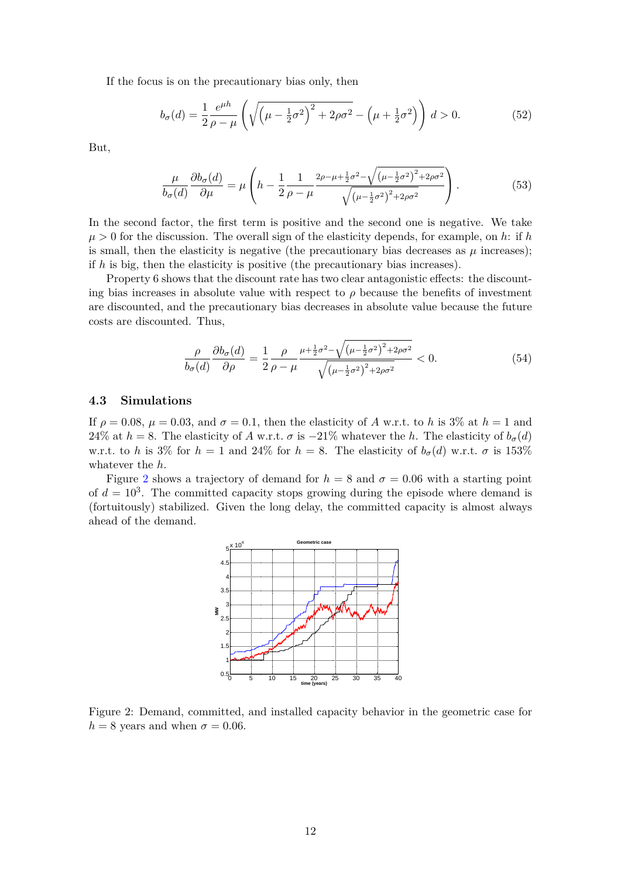If the focus is on the precautionary bias only, then

$$b_\sigma(d) = \frac{1}{2}\frac{e^{\mu h}}{\rho - \mu}\left(\sqrt{\left(\mu - \tfrac{1}{2}\sigma^2\right)^2 + 2\rho\sigma^2} - \left(\mu + \tfrac{1}{2}\sigma^2\right)\right)\, d > 0. \tag{52}$$

But,

$$\frac{\mu}{b_\sigma(d)}\frac{\partial b_\sigma(d)}{\partial \mu} = \mu\left(h - \frac{1}{2}\frac{1}{\rho-\mu}\frac{2\rho - \mu + \frac{1}{2}\sigma^2 - \sqrt{\left(\mu - \frac{1}{2}\sigma^2\right)^2 + 2\rho\sigma^2}}{\sqrt{\left(\mu - \frac{1}{2}\sigma^2\right)^2 + 2\rho\sigma^2}}\right). \tag{53}$$

In the second factor, the first term is positive and the second one is negative. We take $\mu > 0$ for the discussion. The overall sign of the elasticity depends, for example, on $h$: if $h$ is small, then the elasticity is negative (the precautionary bias decreases as $\mu$ increases); if $h$ is big, then the elasticity is positive (the precautionary bias increases).

Property 6 shows that the discount rate has two clear antagonistic effects: the discounting bias increases in absolute value with respect to $\rho$ because the benefits of investment are discounted, and the precautionary bias decreases in absolute value because the future costs are discounted. Thus,

$$\frac{\rho}{b_\sigma(d)}\frac{\partial b_\sigma(d)}{\partial \rho} = \frac{1}{2}\frac{\rho}{\rho - \mu}\frac{\mu + \frac{1}{2}\sigma^2 - \sqrt{\left(\mu - \frac{1}{2}\sigma^2\right)^2 + 2\rho\sigma^2}}{\sqrt{\left(\mu - \frac{1}{2}\sigma^2\right)^2 + 2\rho\sigma^2}} < 0. \tag{54}$$

### 4.3 Simulations

If $\rho = 0.08$, $\mu = 0.03$, and $\sigma = 0.1$, then the elasticity of $A$ w.r.t. to $h$ is 3% at $h = 1$ and 24% at $h = 8$. The elasticity of $A$ w.r.t. $\sigma$ is $-21\%$ whatever the $h$. The elasticity of $b_\sigma(d)$ w.r.t. to $h$ is 3% for $h = 1$ and 24% for $h = 8$. The elasticity of $b_\sigma(d)$ w.r.t. $\sigma$ is 153% whatever the $h$.

Figure 2 shows a trajectory of demand for $h = 8$ and $\sigma = 0.06$ with a starting point of $d = 10^3$. The committed capacity stops growing during the episode where demand is (fortuitously) stabilized. Given the long delay, the committed capacity is almost always ahead of the demand.

Geometric case

x 10^4

MW

time (years)

Figure 2: Demand, committed, and installed capacity behavior in the geometric case for $h = 8$ years and when $\sigma = 0.06$.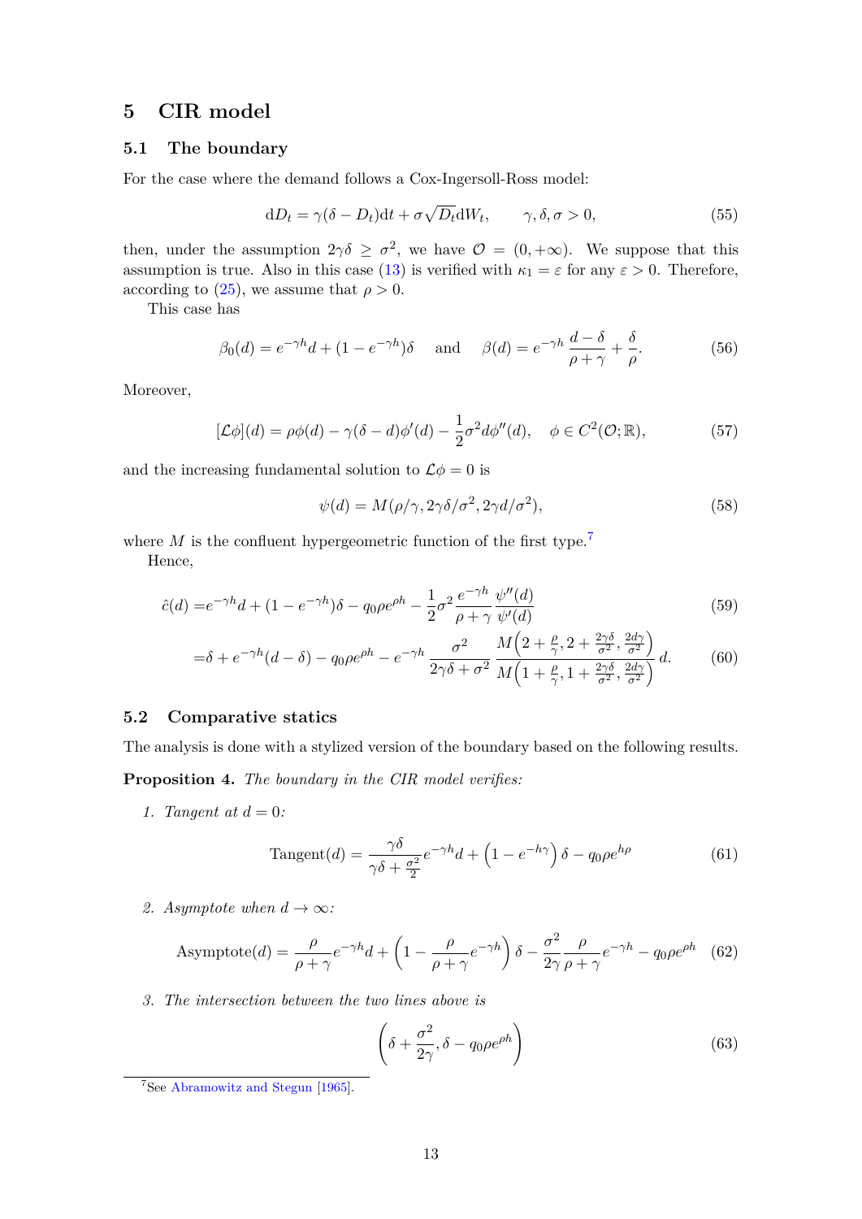## 5 CIR model

### 5.1 The boundary

For the case where the demand follows a Cox-Ingersoll-Ross model:

$$\mathrm{d}D_t = \gamma(\delta - D_t)\mathrm{d}t + \sigma\sqrt{D_t}\mathrm{d}W_t, \qquad \gamma, \delta, \sigma > 0, \tag{55}$$

then, under the assumption $2\gamma\delta \geq \sigma^2$, we have $\mathcal{O} = (0, +\infty)$. We suppose that this assumption is true. Also in this case (13) is verified with $\kappa_1 = \varepsilon$ for any $\varepsilon > 0$. Therefore, according to (25), we assume that $\rho > 0$.

This case has

$$\beta_0(d) = e^{-\gamma h}d + (1 - e^{-\gamma h})\delta \quad \text{ and } \quad \beta(d) = e^{-\gamma h}\frac{d - \delta}{\rho + \gamma} + \frac{\delta}{\rho}. \tag{56}$$

Moreover,

$$[\mathcal{L}\phi](d) = \rho\phi(d) - \gamma(\delta - d)\phi'(d) - \frac{1}{2}\sigma^2 d\phi''(d), \quad \phi \in C^2(\mathcal{O}; \mathbb{R}), \tag{57}$$

and the increasing fundamental solution to $\mathcal{L}\phi = 0$ is

$$\psi(d) = M(\rho/\gamma, 2\gamma\delta/\sigma^2, 2\gamma d/\sigma^2), \tag{58}$$

where $M$ is the confluent hypergeometric function of the first type.[7]

Hence,

$$\hat{c}(d) = e^{-\gamma h}d + (1 - e^{-\gamma h})\delta - q_0\rho e^{\rho h} - \frac{1}{2}\sigma^2 \frac{e^{-\gamma h}}{\rho + \gamma}\frac{\psi''(d)}{\psi'(d)} \tag{59}$$

$$= \delta + e^{-\gamma h}(d - \delta) - q_0\rho e^{\rho h} - e^{-\gamma h}\frac{\sigma^2}{2\gamma\delta + \sigma^2}\frac{M\left(2 + \frac{\rho}{\gamma}, 2 + \frac{2\gamma\delta}{\sigma^2}, \frac{2d\gamma}{\sigma^2}\right)}{M\left(1 + \frac{\rho}{\gamma}, 1 + \frac{2\gamma\delta}{\sigma^2}, \frac{2d\gamma}{\sigma^2}\right)}d. \tag{60}$$

### 5.2 Comparative statics

The analysis is done with a stylized version of the boundary based on the following results.

**Proposition 4.** *The boundary in the CIR model verifies:*

1. *Tangent at $d = 0$:*

$$\text{Tangent}(d) = \frac{\gamma\delta}{\gamma\delta + \frac{\sigma^2}{2}}e^{-\gamma h}d + \left(1 - e^{-h\gamma}\right)\delta - q_0\rho e^{h\rho} \tag{61}$$

2. *Asymptote when $d \to \infty$:*

$$\text{Asymptote}(d) = \frac{\rho}{\rho + \gamma}e^{-\gamma h}d + \left(1 - \frac{\rho}{\rho + \gamma}e^{-\gamma h}\right)\delta - \frac{\sigma^2}{2\gamma}\frac{\rho}{\rho + \gamma}e^{-\gamma h} - q_0\rho e^{\rho h} \tag{62}$$

3. *The intersection between the two lines above is*

$$\left(\delta + \frac{\sigma^2}{2\gamma}, \delta - q_0\rho e^{\rho h}\right) \tag{63}$$

[7] See Abramowitz and Stegun [1965].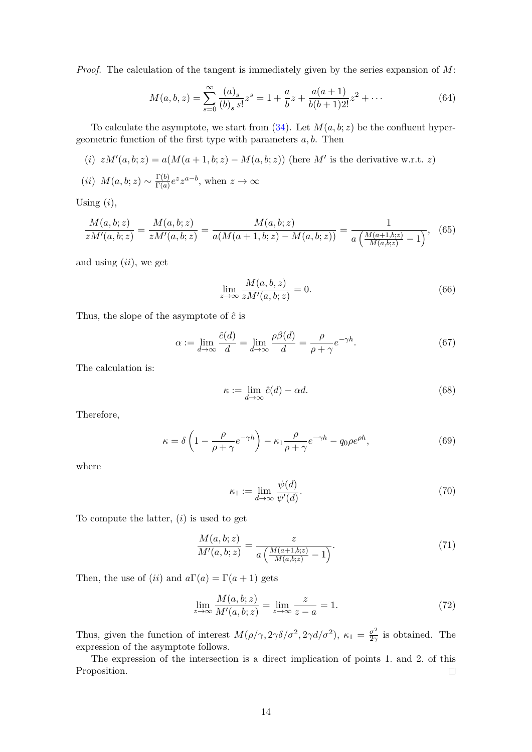*Proof.* The calculation of the tangent is immediately given by the series expansion of $M$:

$$M(a, b, z) = \sum_{s=0}^{\infty} \frac{(a)_s}{(b)_s \, s!} z^s = 1 + \frac{a}{b} z + \frac{a(a+1)}{b(b+1)2!} z^2 + \cdots \tag{64}$$

To calculate the asymptote, we start from (34). Let $M(a, b; z)$ be the confluent hypergeometric function of the first type with parameters $a, b$. Then

(*i*) $zM'(a, b; z) = a(M(a+1, b; z) - M(a, b; z))$ (here $M'$ is the derivative w.r.t. $z$)

(*ii*) $M(a, b; z) \sim \frac{\Gamma(b)}{\Gamma(a)} e^z z^{a-b}$, when $z \to \infty$

Using (*i*),

$$\frac{M(a, b; z)}{zM'(a, b; z)} = \frac{M(a, b; z)}{zM'(a, b; z)} = \frac{M(a, b; z)}{a(M(a+1, b; z) - M(a, b; z))} = \frac{1}{a\left(\frac{M(a+1, b; z)}{M(a, b; z)} - 1\right)}, \tag{65}$$

and using (*ii*), we get

$$\lim_{z \to \infty} \frac{M(a, b, z)}{zM'(a, b; z)} = 0. \tag{66}$$

Thus, the slope of the asymptote of $\hat{c}$ is

$$\alpha := \lim_{d \to \infty} \frac{\hat{c}(d)}{d} = \lim_{d \to \infty} \frac{\rho \beta(d)}{d} = \frac{\rho}{\rho + \gamma} e^{-\gamma h}. \tag{67}$$

The calculation is:

$$\kappa := \lim_{d \to \infty} \hat{c}(d) - \alpha d. \tag{68}$$

Therefore,

$$\kappa = \delta \left(1 - \frac{\rho}{\rho + \gamma} e^{-\gamma h}\right) - \kappa_1 \frac{\rho}{\rho + \gamma} e^{-\gamma h} - q_0 \rho e^{\rho h}, \tag{69}$$

where

$$\kappa_1 := \lim_{d \to \infty} \frac{\psi(d)}{\psi'(d)}. \tag{70}$$

To compute the latter, (*i*) is used to get

$$\frac{M(a, b; z)}{M'(a, b; z)} = \frac{z}{a\left(\frac{M(a+1, b; z)}{M(a, b; z)} - 1\right)}. \tag{71}$$

Then, the use of (*ii*) and $a\Gamma(a) = \Gamma(a+1)$ gets

$$\lim_{z \to \infty} \frac{M(a, b; z)}{M'(a, b; z)} = \lim_{z \to \infty} \frac{z}{z - a} = 1. \tag{72}$$

Thus, given the function of interest $M(\rho/\gamma, 2\gamma\delta/\sigma^2, 2\gamma d/\sigma^2)$, $\kappa_1 = \frac{\sigma^2}{2\gamma}$ is obtained. The expression of the asymptote follows.

The expression of the intersection is a direct implication of points 1. and 2. of this Proposition. □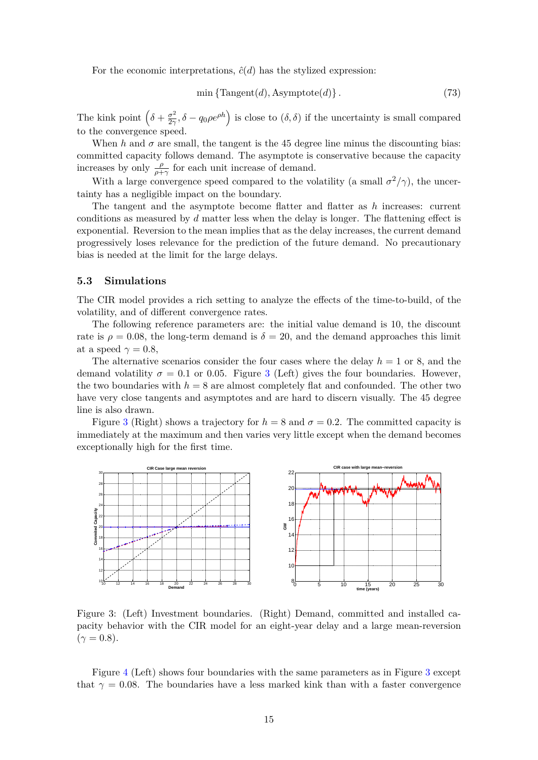For the economic interpretations, $\hat{c}(d)$ has the stylized expression:

$$\min \{\text{Tangent}(d), \text{Asymptote}(d)\}. \tag{73}$$

The kink point $\left(\delta + \frac{\sigma^2}{2\gamma}, \delta - q_0 \rho e^{\rho h}\right)$ is close to $(\delta, \delta)$ if the uncertainty is small compared to the convergence speed.

When $h$ and $\sigma$ are small, the tangent is the 45 degree line minus the discounting bias: committed capacity follows demand. The asymptote is conservative because the capacity increases by only $\frac{\rho}{\rho+\gamma}$ for each unit increase of demand.

With a large convergence speed compared to the volatility (a small $\sigma^2/\gamma$), the uncertainty has a negligible impact on the boundary.

The tangent and the asymptote become flatter and flatter as $h$ increases: current conditions as measured by $d$ matter less when the delay is longer. The flattening effect is exponential. Reversion to the mean implies that as the delay increases, the current demand progressively loses relevance for the prediction of the future demand. No precautionary bias is needed at the limit for the large delays.

### 5.3 Simulations

The CIR model provides a rich setting to analyze the effects of the time-to-build, of the volatility, and of different convergence rates.

The following reference parameters are: the initial value demand is 10, the discount rate is $\rho = 0.08$, the long-term demand is $\delta = 20$, and the demand approaches this limit at a speed $\gamma = 0.8$,

The alternative scenarios consider the four cases where the delay $h = 1$ or 8, and the demand volatility $\sigma = 0.1$ or 0.05. Figure 3 (Left) gives the four boundaries. However, the two boundaries with $h = 8$ are almost completely flat and confounded. The other two have very close tangents and asymptotes and are hard to discern visually. The 45 degree line is also drawn.

Figure 3 (Right) shows a trajectory for $h = 8$ and $\sigma = 0.2$. The committed capacity is immediately at the maximum and then varies very little except when the demand becomes exceptionally high for the first time.

CIR Case large mean reversion

Commited Capacity

Demand

10 12 14 16 18 20 22 24 26 28 30

CIR case with large mean-reversion

GW

time (years)

0 5 10 15 20 25 30

8 10 12 14 16 18 20 22

Figure 3: (Left) Investment boundaries. (Right) Demand, committed and installed capacity behavior with the CIR model for an eight-year delay and a large mean-reversion ($\gamma = 0.8$).

Figure 4 (Left) shows four boundaries with the same parameters as in Figure 3 except that $\gamma = 0.08$. The boundaries have a less marked kink than with a faster convergence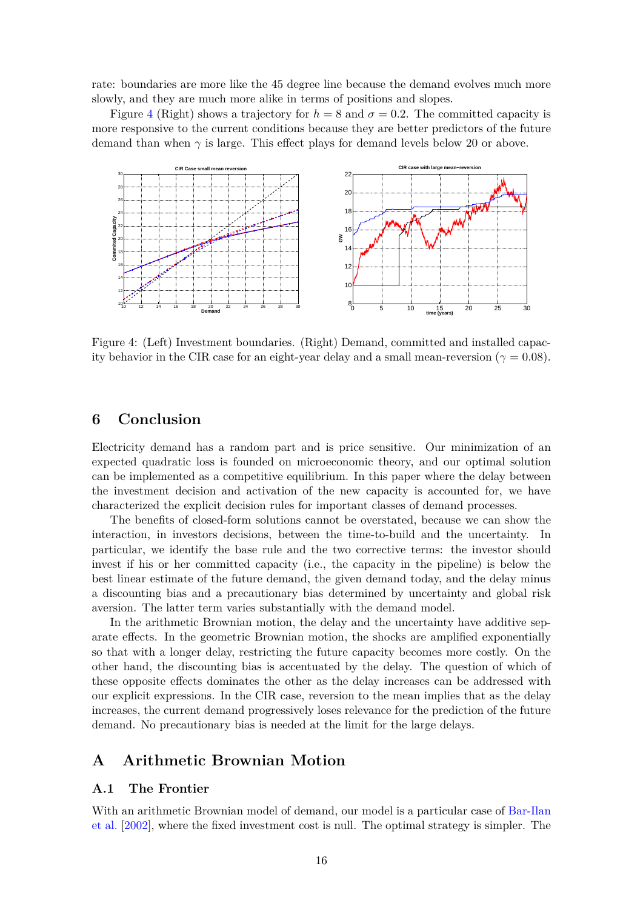rate: boundaries are more like the 45 degree line because the demand evolves much more slowly, and they are much more alike in terms of positions and slopes.

Figure 4 (Right) shows a trajectory for $h = 8$ and $\sigma = 0.2$. The committed capacity is more responsive to the current conditions because they are better predictors of the future demand than when $\gamma$ is large. This effect plays for demand levels below 20 or above.

CIR Case small mean reversion

Commited Capacity

30
28
26
24
22
20
18
16
14
12
10

10 12 14 16 18 20 22 24 26 28 30

Demand

CIR case with large mean-reversion

GW

22
20
18
16
14
12
10
8

0 5 10 15 20 25 30

time (years)

Figure 4: (Left) Investment boundaries. (Right) Demand, committed and installed capacity behavior in the CIR case for an eight-year delay and a small mean-reversion ($\gamma = 0.08$).

## 6 Conclusion

Electricity demand has a random part and is price sensitive. Our minimization of an expected quadratic loss is founded on microeconomic theory, and our optimal solution can be implemented as a competitive equilibrium. In this paper where the delay between the investment decision and activation of the new capacity is accounted for, we have characterized the explicit decision rules for important classes of demand processes.

The benefits of closed-form solutions cannot be overstated, because we can show the interaction, in investors decisions, between the time-to-build and the uncertainty. In particular, we identify the base rule and the two corrective terms: the investor should invest if his or her committed capacity (i.e., the capacity in the pipeline) is below the best linear estimate of the future demand, the given demand today, and the delay minus a discounting bias and a precautionary bias determined by uncertainty and global risk aversion. The latter term varies substantially with the demand model.

In the arithmetic Brownian motion, the delay and the uncertainty have additive separate effects. In the geometric Brownian motion, the shocks are amplified exponentially so that with a longer delay, restricting the future capacity becomes more costly. On the other hand, the discounting bias is accentuated by the delay. The question of which of these opposite effects dominates the other as the delay increases can be addressed with our explicit expressions. In the CIR case, reversion to the mean implies that as the delay increases, the current demand progressively loses relevance for the prediction of the future demand. No precautionary bias is needed at the limit for the large delays.

## A Arithmetic Brownian Motion

### A.1 The Frontier

With an arithmetic Brownian model of demand, our model is a particular case of Bar-Ilan et al. [2002], where the fixed investment cost is null. The optimal strategy is simpler. The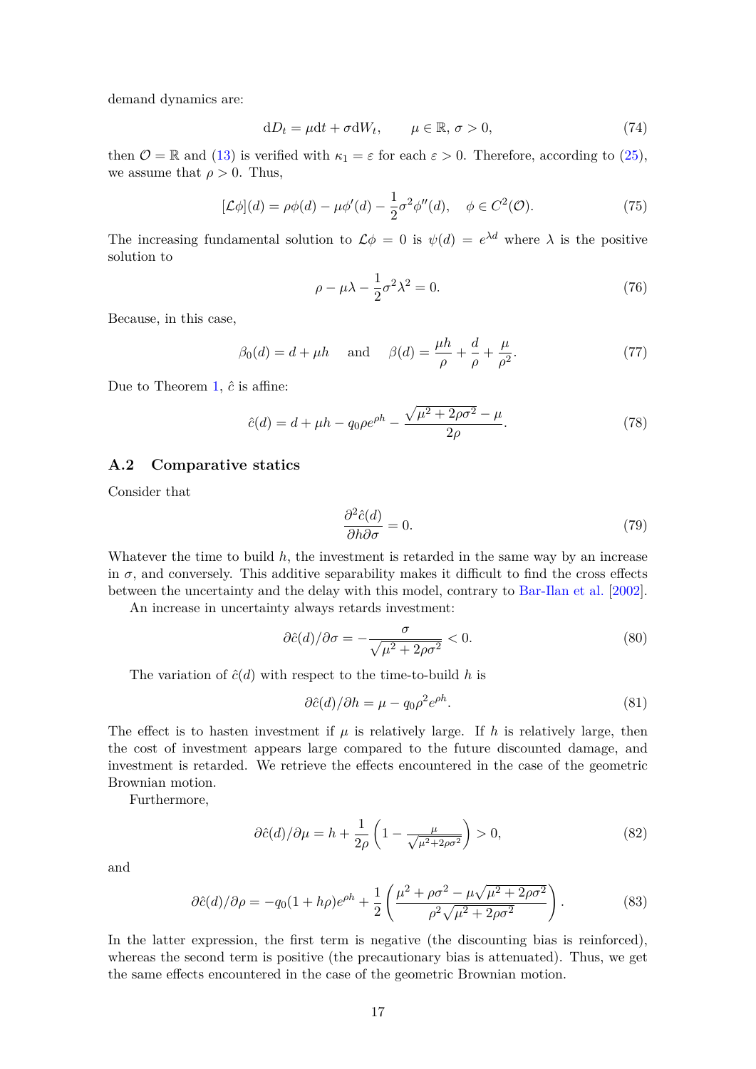demand dynamics are:

$$\mathrm{d}D_t = \mu \mathrm{d}t + \sigma \mathrm{d}W_t, \qquad \mu \in \mathbb{R},\, \sigma > 0, \tag{74}$$

then $\mathcal{O} = \mathbb{R}$ and (13) is verified with $\kappa_1 = \varepsilon$ for each $\varepsilon > 0$. Therefore, according to (25), we assume that $\rho > 0$. Thus,

$$[\mathcal{L}\phi](d) = \rho\phi(d) - \mu\phi'(d) - \frac{1}{2}\sigma^2\phi''(d), \quad \phi \in C^2(\mathcal{O}). \tag{75}$$

The increasing fundamental solution to $\mathcal{L}\phi = 0$ is $\psi(d) = e^{\lambda d}$ where $\lambda$ is the positive solution to

$$\rho - \mu\lambda - \frac{1}{2}\sigma^2\lambda^2 = 0. \tag{76}$$

Because, in this case,

$$\beta_0(d) = d + \mu h \quad \text{ and } \quad \beta(d) = \frac{\mu h}{\rho} + \frac{d}{\rho} + \frac{\mu}{\rho^2}. \tag{77}$$

Due to Theorem 1, $\hat{c}$ is affine:

$$\hat{c}(d) = d + \mu h - q_0\rho e^{\rho h} - \frac{\sqrt{\mu^2 + 2\rho\sigma^2} - \mu}{2\rho}. \tag{78}$$

## A.2 Comparative statics

Consider that

$$\frac{\partial^2 \hat{c}(d)}{\partial h \partial \sigma} = 0. \tag{79}$$

Whatever the time to build $h$, the investment is retarded in the same way by an increase in $\sigma$, and conversely. This additive separability makes it difficult to find the cross effects between the uncertainty and the delay with this model, contrary to Bar-Ilan et al. [2002].

An increase in uncertainty always retards investment:

$$\partial\hat{c}(d)/\partial\sigma = -\frac{\sigma}{\sqrt{\mu^2 + 2\rho\sigma^2}} < 0. \tag{80}$$

The variation of $\hat{c}(d)$ with respect to the time-to-build $h$ is

$$\partial\hat{c}(d)/\partial h = \mu - q_0\rho^2 e^{\rho h}. \tag{81}$$

The effect is to hasten investment if $\mu$ is relatively large. If $h$ is relatively large, then the cost of investment appears large compared to the future discounted damage, and investment is retarded. We retrieve the effects encountered in the case of the geometric Brownian motion.

Furthermore,

$$\partial\hat{c}(d)/\partial\mu = h + \frac{1}{2\rho}\left(1 - \frac{\mu}{\sqrt{\mu^2 + 2\rho\sigma^2}}\right) > 0, \tag{82}$$

and

$$\partial\hat{c}(d)/\partial\rho = -q_0(1 + h\rho)e^{\rho h} + \frac{1}{2}\left(\frac{\mu^2 + \rho\sigma^2 - \mu\sqrt{\mu^2 + 2\rho\sigma^2}}{\rho^2\sqrt{\mu^2 + 2\rho\sigma^2}}\right). \tag{83}$$

In the latter expression, the first term is negative (the discounting bias is reinforced), whereas the second term is positive (the precautionary bias is attenuated). Thus, we get the same effects encountered in the case of the geometric Brownian motion.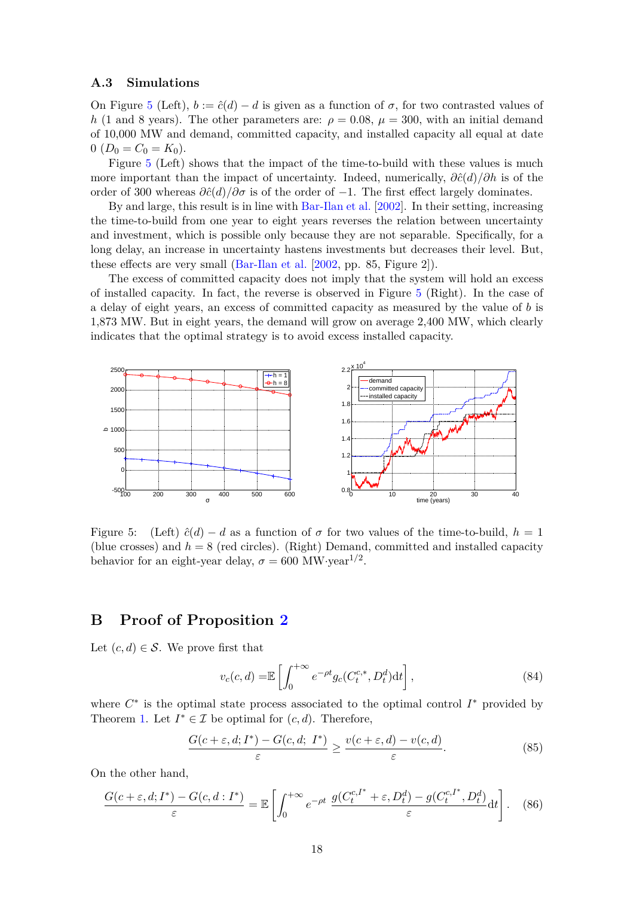### A.3 Simulations

On Figure 5 (Left), $b := \hat{c}(d) - d$ is given as a function of $\sigma$, for two contrasted values of $h$ (1 and 8 years). The other parameters are: $\rho = 0.08$, $\mu = 300$, with an initial demand of 10,000 MW and demand, committed capacity, and installed capacity all equal at date 0 ($D_0 = C_0 = K_0$).

Figure 5 (Left) shows that the impact of the time-to-build with these values is much more important than the impact of uncertainty. Indeed, numerically, $\partial\hat{c}(d)/\partial h$ is of the order of 300 whereas $\partial\hat{c}(d)/\partial\sigma$ is of the order of $-1$. The first effect largely dominates.

By and large, this result is in line with Bar-Ilan et al. [2002]. In their setting, increasing the time-to-build from one year to eight years reverses the relation between uncertainty and investment, which is possible only because they are not separable. Specifically, for a long delay, an increase in uncertainty hastens investments but decreases their level. But, these effects are very small (Bar-Ilan et al. [2002, pp. 85, Figure 2]).

The excess of committed capacity does not imply that the system will hold an excess of installed capacity. In fact, the reverse is observed in Figure 5 (Right). In the case of a delay of eight years, an excess of committed capacity as measured by the value of $b$ is 1,873 MW. But in eight years, the demand will grow on average 2,400 MW, which clearly indicates that the optimal strategy is to avoid excess installed capacity.

2500
2000
1500
1000
500
0
-500
b
100 200 300 400 500 600
σ
h = 1
h = 8

2.2 x 10^4
2
1.8
1.6
1.4
1.2
1
0.8
0 10 20 30 40
time (years)
demand
committed capacity
installed capacity

Figure 5: (Left) $\hat{c}(d) - d$ as a function of $\sigma$ for two values of the time-to-build, $h = 1$ (blue crosses) and $h = 8$ (red circles). (Right) Demand, committed and installed capacity behavior for an eight-year delay, $\sigma = 600$ MW·year$^{1/2}$.

## B Proof of Proposition 2

Let $(c, d) \in \mathcal{S}$. We prove first that

$$v_c(c,d) = \mathbb{E}\left[\int_0^{+\infty} e^{-\rho t} g_c(C_t^{c,*}, D_t^d)\mathrm{d}t\right], \tag{84}$$

where $C^*$ is the optimal state process associated to the optimal control $I^*$ provided by Theorem 1. Let $I^* \in \mathcal{I}$ be optimal for $(c, d)$. Therefore,

$$\frac{G(c+\varepsilon, d; I^*) - G(c, d;\ I^*)}{\varepsilon} \geq \frac{v(c+\varepsilon, d) - v(c,d)}{\varepsilon}. \tag{85}$$

On the other hand,

$$\frac{G(c+\varepsilon, d; I^*) - G(c, d : I^*)}{\varepsilon} = \mathbb{E}\left[\int_0^{+\infty} e^{-\rho t}\ \frac{g(C_t^{c,I^*} + \varepsilon, D_t^d) - g(C_t^{c,I^*}, D_t^d)}{\varepsilon}\mathrm{d}t\right]. \tag{86}$$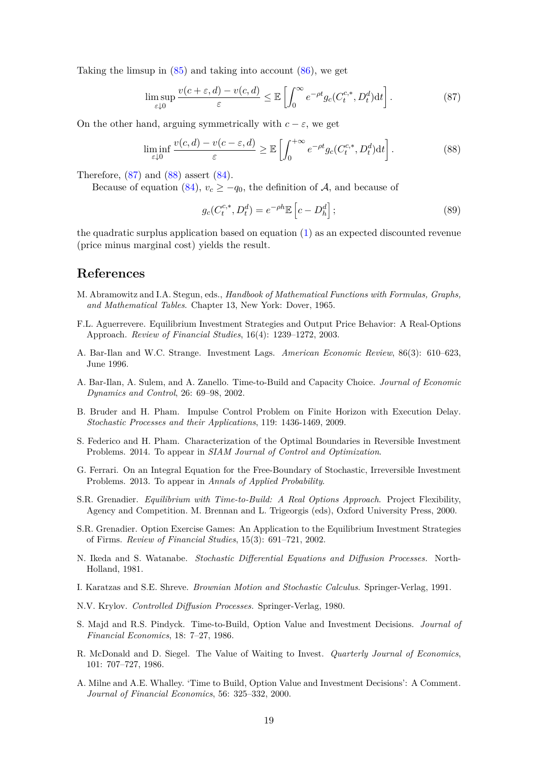Taking the limsup in (85) and taking into account (86), we get

$$\limsup_{\varepsilon \downarrow 0} \frac{v(c+\varepsilon, d) - v(c,d)}{\varepsilon} \leq \mathbb{E}\left[\int_0^{\infty} e^{-\rho t} g_c(C_t^{c,*}, D_t^d) \mathrm{d}t\right]. \tag{87}$$

On the other hand, arguing symmetrically with $c - \varepsilon$, we get

$$\liminf_{\varepsilon \downarrow 0} \frac{v(c, d) - v(c-\varepsilon,d)}{\varepsilon} \geq \mathbb{E}\left[\int_0^{+\infty} e^{-\rho t} g_c(C_t^{c,*}, D_t^d) \mathrm{d}t\right]. \tag{88}$$

Therefore, (87) and (88) assert (84).

Because of equation (84), $v_c \geq -q_0$, the definition of $\mathcal{A}$, and because of

$$g_c(C_t^{c,*}, D_t^d) = e^{-\rho h} \mathbb{E}\left[c - D_h^d\right]; \tag{89}$$

the quadratic surplus application based on equation (1) as an expected discounted revenue (price minus marginal cost) yields the result.

## References

M. Abramowitz and I.A. Stegun, eds., *Handbook of Mathematical Functions with Formulas, Graphs, and Mathematical Tables*. Chapter 13, New York: Dover, 1965.

F.L. Aguerrevere. Equilibrium Investment Strategies and Output Price Behavior: A Real-Options Approach. *Review of Financial Studies*, 16(4): 1239–1272, 2003.

A. Bar-Ilan and W.C. Strange. Investment Lags. *American Economic Review*, 86(3): 610–623, June 1996.

A. Bar-Ilan, A. Sulem, and A. Zanello. Time-to-Build and Capacity Choice. *Journal of Economic Dynamics and Control*, 26: 69–98, 2002.

B. Bruder and H. Pham. Impulse Control Problem on Finite Horizon with Execution Delay. *Stochastic Processes and their Applications*, 119: 1436-1469, 2009.

S. Federico and H. Pham. Characterization of the Optimal Boundaries in Reversible Investment Problems. 2014. To appear in *SIAM Journal of Control and Optimization*.

G. Ferrari. On an Integral Equation for the Free-Boundary of Stochastic, Irreversible Investment Problems. 2013. To appear in *Annals of Applied Probability*.

S.R. Grenadier. *Equilibrium with Time-to-Build: A Real Options Approach*. Project Flexibility, Agency and Competition. M. Brennan and L. Trigeorgis (eds), Oxford University Press, 2000.

S.R. Grenadier. Option Exercise Games: An Application to the Equilibrium Investment Strategies of Firms. *Review of Financial Studies*, 15(3): 691–721, 2002.

N. Ikeda and S. Watanabe. *Stochastic Differential Equations and Diffusion Processes.* North-Holland, 1981.

I. Karatzas and S.E. Shreve. *Brownian Motion and Stochastic Calculus*. Springer-Verlag, 1991.

N.V. Krylov. *Controlled Diffusion Processes.* Springer-Verlag, 1980.

S. Majd and R.S. Pindyck. Time-to-Build, Option Value and Investment Decisions. *Journal of Financial Economics*, 18: 7–27, 1986.

R. McDonald and D. Siegel. The Value of Waiting to Invest. *Quarterly Journal of Economics*, 101: 707–727, 1986.

A. Milne and A.E. Whalley. 'Time to Build, Option Value and Investment Decisions': A Comment. *Journal of Financial Economics*, 56: 325–332, 2000.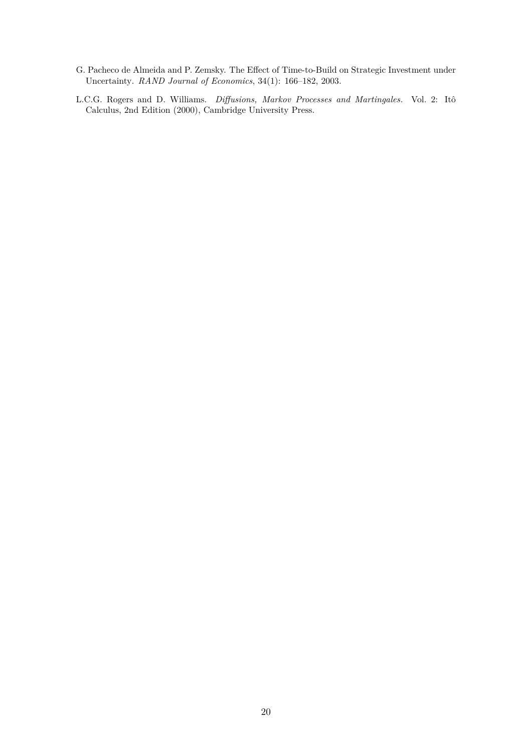G. Pacheco de Almeida and P. Zemsky. The Effect of Time-to-Build on Strategic Investment under Uncertainty. *RAND Journal of Economics*, 34(1): 166–182, 2003.

L.C.G. Rogers and D. Williams. *Diffusions, Markov Processes and Martingales.* Vol. 2: Itô Calculus, 2nd Edition (2000), Cambridge University Press.